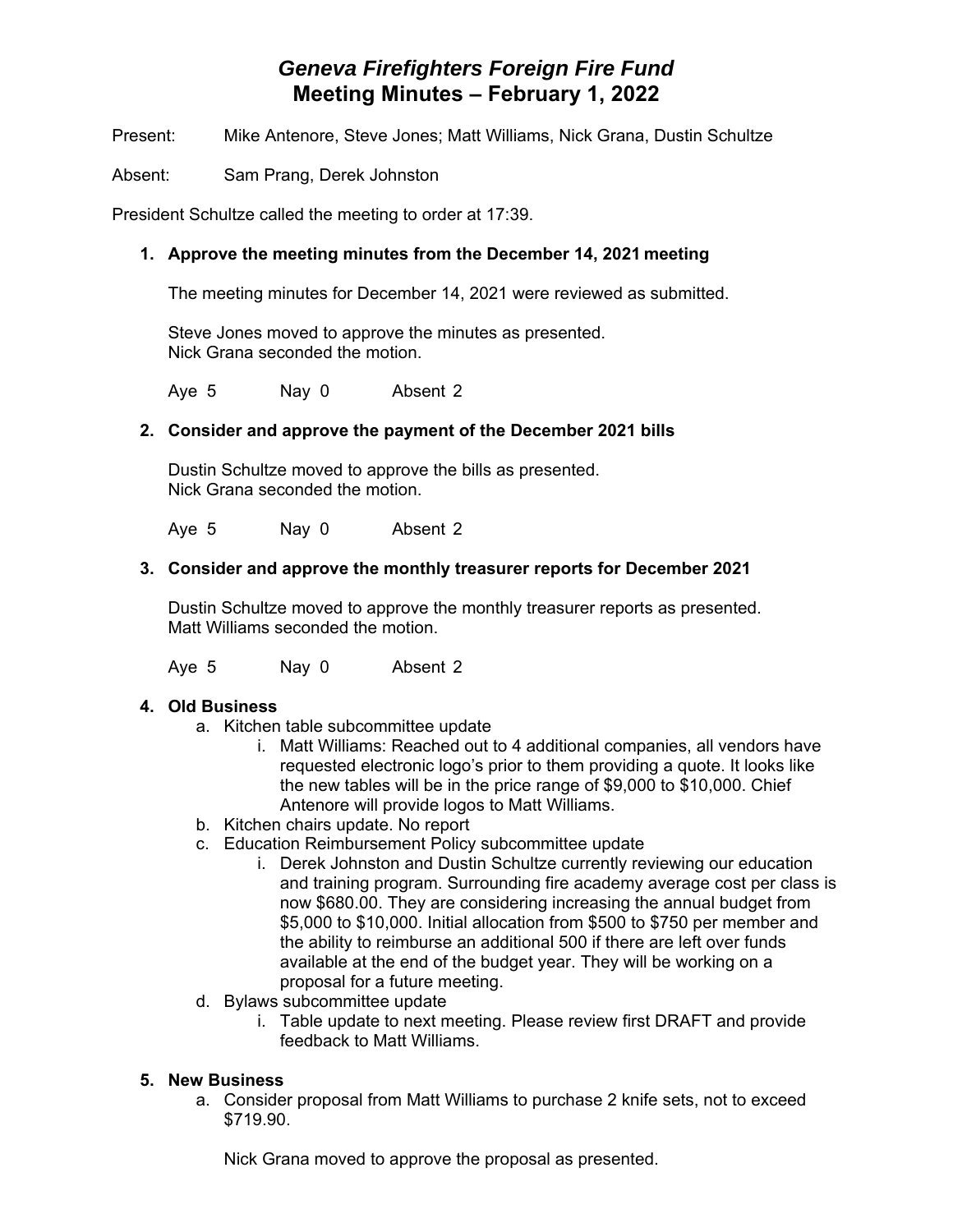# *Geneva Firefighters Foreign Fire Fund*
# Meeting Minutes – February 1, 2022

Present: Mike Antenore, Steve Jones; Matt Williams, Nick Grana, Dustin Schultze

Absent: Sam Prang, Derek Johnston

President Schultze called the meeting to order at 17:39.

1. **Approve the meeting minutes from the December 14, 2021 meeting**

   The meeting minutes for December 14, 2021 were reviewed as submitted.

   Steve Jones moved to approve the minutes as presented.
   Nick Grana seconded the motion.

   Aye 5 Nay 0 Absent 2

2. **Consider and approve the payment of the December 2021 bills**

   Dustin Schultze moved to approve the bills as presented.
   Nick Grana seconded the motion.

   Aye 5 Nay 0 Absent 2

3. **Consider and approve the monthly treasurer reports for December 2021**

   Dustin Schultze moved to approve the monthly treasurer reports as presented.
   Matt Williams seconded the motion.

   Aye 5 Nay 0 Absent 2

4. **Old Business**
   a. Kitchen table subcommittee update
      i. Matt Williams: Reached out to 4 additional companies, all vendors have requested electronic logo's prior to them providing a quote. It looks like the new tables will be in the price range of $9,000 to $10,000. Chief Antenore will provide logos to Matt Williams.
   b. Kitchen chairs update. No report
   c. Education Reimbursement Policy subcommittee update
      i. Derek Johnston and Dustin Schultze currently reviewing our education and training program. Surrounding fire academy average cost per class is now $680.00. They are considering increasing the annual budget from $5,000 to $10,000. Initial allocation from $500 to $750 per member and the ability to reimburse an additional 500 if there are left over funds available at the end of the budget year. They will be working on a proposal for a future meeting.
   d. Bylaws subcommittee update
      i. Table update to next meeting. Please review first DRAFT and provide feedback to Matt Williams.

5. **New Business**
   a. Consider proposal from Matt Williams to purchase 2 knife sets, not to exceed $719.90.

      Nick Grana moved to approve the proposal as presented.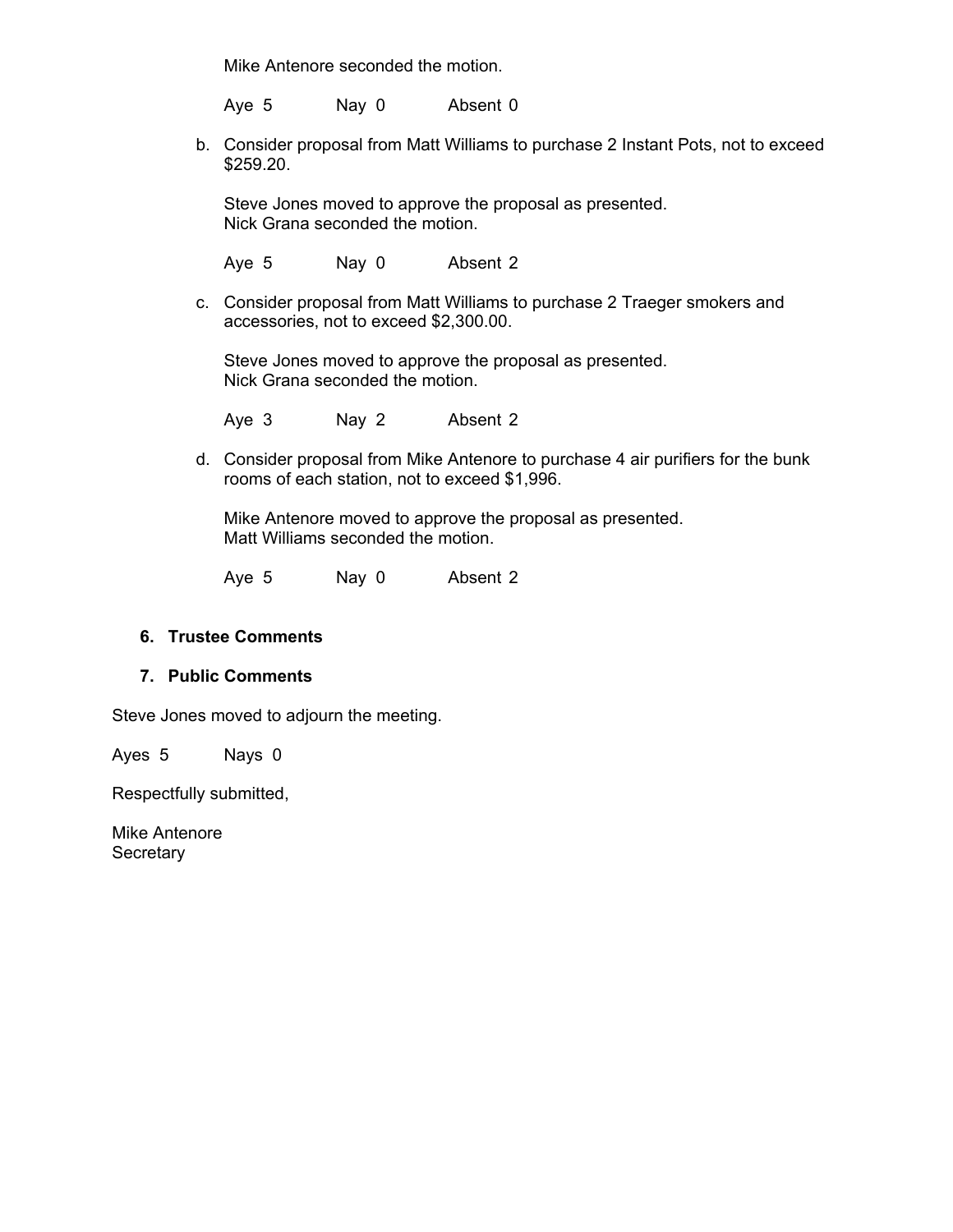Mike Antenore seconded the motion.

Aye 5 Nay 0 Absent 0

b. Consider proposal from Matt Williams to purchase 2 Instant Pots, not to exceed $259.20.

   Steve Jones moved to approve the proposal as presented.
   Nick Grana seconded the motion.

   Aye 5 Nay 0 Absent 2

c. Consider proposal from Matt Williams to purchase 2 Traeger smokers and accessories, not to exceed $2,300.00.

   Steve Jones moved to approve the proposal as presented.
   Nick Grana seconded the motion.

   Aye 3 Nay 2 Absent 2

d. Consider proposal from Mike Antenore to purchase 4 air purifiers for the bunk rooms of each station, not to exceed $1,996.

   Mike Antenore moved to approve the proposal as presented.
   Matt Williams seconded the motion.

   Aye 5 Nay 0 Absent 2

**6. Trustee Comments**

**7. Public Comments**

Steve Jones moved to adjourn the meeting.

Ayes 5 Nays 0

Respectfully submitted,

Mike Antenore
Secretary